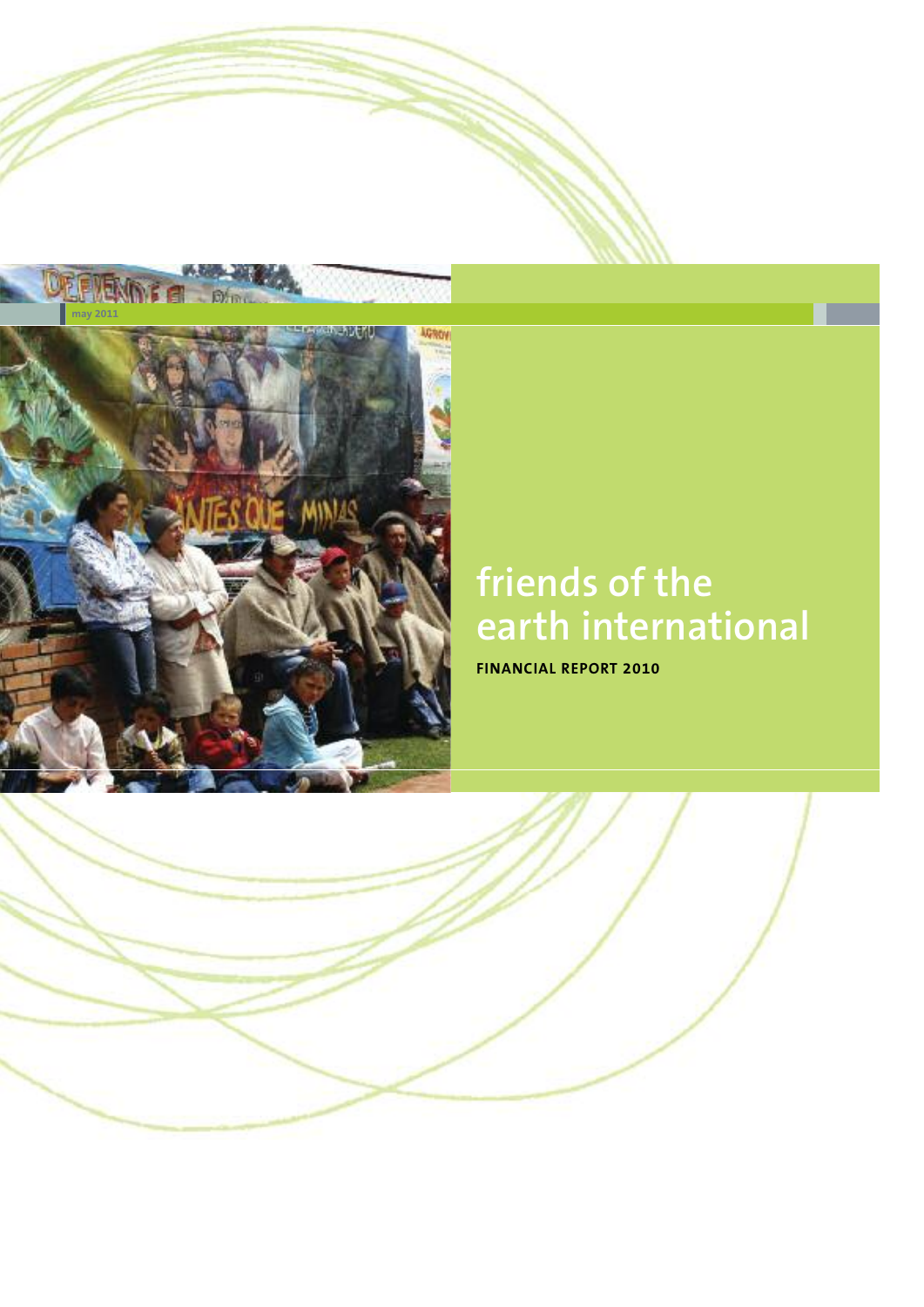may 2011

# friends of the earth international

**FINANCIAL REPORT 2010**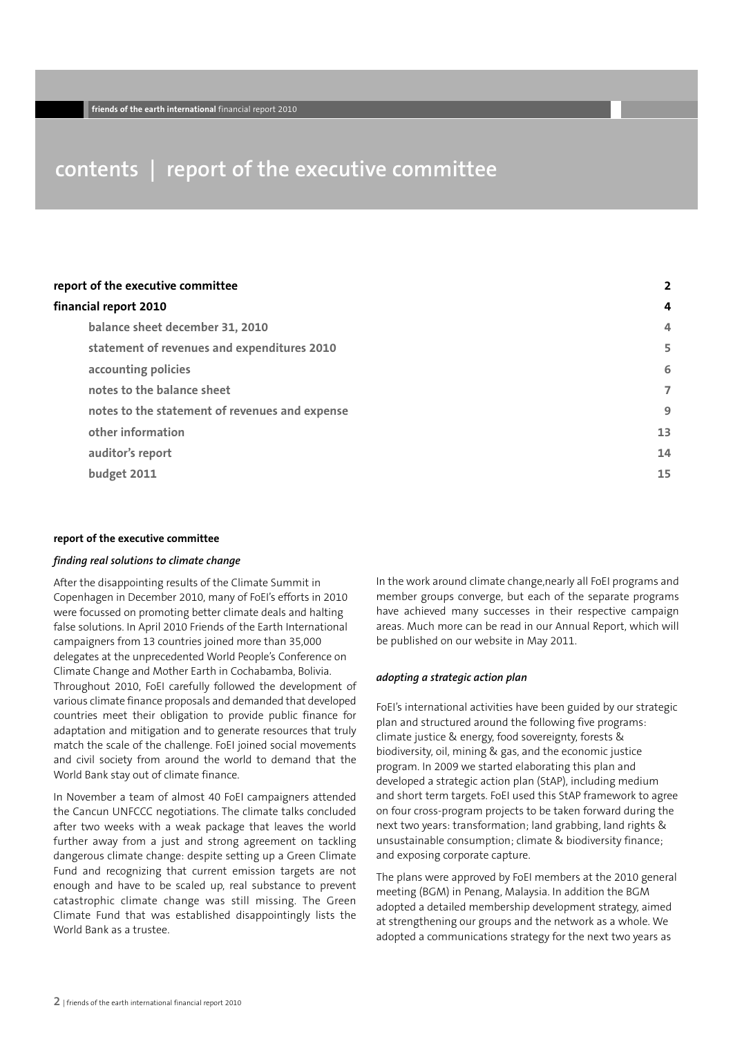# contents | report of the executive committee

| | |
|---|---|
| **report of the executive committee** | **2** |
| **financial report 2010** | **4** |
| balance sheet december 31, 2010 | 4 |
| statement of revenues and expenditures 2010 | 5 |
| accounting policies | 6 |
| notes to the balance sheet | 7 |
| notes to the statement of revenues and expense | 9 |
| other information | 13 |
| auditor's report | 14 |
| budget 2011 | 15 |

## report of the executive committee

### *finding real solutions to climate change*

After the disappointing results of the Climate Summit in Copenhagen in December 2010, many of FoEI's efforts in 2010 were focussed on promoting better climate deals and halting false solutions. In April 2010 Friends of the Earth International campaigners from 13 countries joined more than 35,000 delegates at the unprecedented World People's Conference on Climate Change and Mother Earth in Cochabamba, Bolivia. Throughout 2010, FoEI carefully followed the development of various climate finance proposals and demanded that developed countries meet their obligation to provide public finance for adaptation and mitigation and to generate resources that truly match the scale of the challenge. FoEI joined social movements and civil society from around the world to demand that the World Bank stay out of climate finance.

In November a team of almost 40 FoEI campaigners attended the Cancun UNFCCC negotiations. The climate talks concluded after two weeks with a weak package that leaves the world further away from a just and strong agreement on tackling dangerous climate change: despite setting up a Green Climate Fund and recognizing that current emission targets are not enough and have to be scaled up, real substance to prevent catastrophic climate change was still missing. The Green Climate Fund that was established disappointingly lists the World Bank as a trustee.

In the work around climate change,nearly all FoEI programs and member groups converge, but each of the separate programs have achieved many successes in their respective campaign areas. Much more can be read in our Annual Report, which will be published on our website in May 2011.

### *adopting a strategic action plan*

FoEI's international activities have been guided by our strategic plan and structured around the following five programs: climate justice & energy, food sovereignty, forests & biodiversity, oil, mining & gas, and the economic justice program. In 2009 we started elaborating this plan and developed a strategic action plan (StAP), including medium and short term targets. FoEI used this StAP framework to agree on four cross-program projects to be taken forward during the next two years: transformation; land grabbing, land rights & unsustainable consumption; climate & biodiversity finance; and exposing corporate capture.

The plans were approved by FoEI members at the 2010 general meeting (BGM) in Penang, Malaysia. In addition the BGM adopted a detailed membership development strategy, aimed at strengthening our groups and the network as a whole. We adopted a communications strategy for the next two years as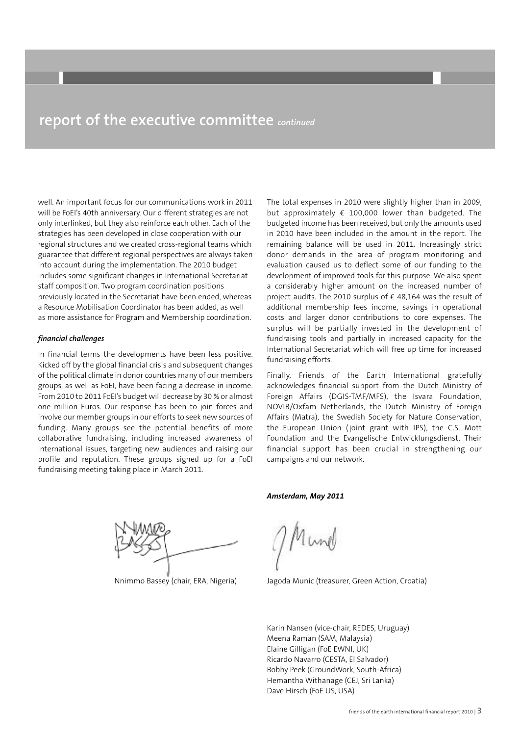# report of the executive committee *continued*

well. An important focus for our communications work in 2011 will be FoEI's 40th anniversary. Our different strategies are not only interlinked, but they also reinforce each other. Each of the strategies has been developed in close cooperation with our regional structures and we created cross-regional teams which guarantee that different regional perspectives are always taken into account during the implementation. The 2010 budget includes some significant changes in International Secretariat staff composition. Two program coordination positions previously located in the Secretariat have been ended, whereas a Resource Mobilisation Coordinator has been added, as well as more assistance for Program and Membership coordination.

### *financial challenges*

In financial terms the developments have been less positive. Kicked off by the global financial crisis and subsequent changes of the political climate in donor countries many of our members groups, as well as FoEI, have been facing a decrease in income. From 2010 to 2011 FoEI's budget will decrease by 30 % or almost one million Euros. Our response has been to join forces and involve our member groups in our efforts to seek new sources of funding. Many groups see the potential benefits of more collaborative fundraising, including increased awareness of international issues, targeting new audiences and raising our profile and reputation. These groups signed up for a FoEI fundraising meeting taking place in March 2011.

The total expenses in 2010 were slightly higher than in 2009, but approximately € 100,000 lower than budgeted. The budgeted income has been received, but only the amounts used in 2010 have been included in the amount in the report. The remaining balance will be used in 2011. Increasingly strict donor demands in the area of program monitoring and evaluation caused us to deflect some of our funding to the development of improved tools for this purpose. We also spent a considerably higher amount on the increased number of project audits. The 2010 surplus of € 48,164 was the result of additional membership fees income, savings in operational costs and larger donor contributions to core expenses. The surplus will be partially invested in the development of fundraising tools and partially in increased capacity for the International Secretariat which will free up time for increased fundraising efforts.

Finally, Friends of the Earth International gratefully acknowledges financial support from the Dutch Ministry of Foreign Affairs (DGIS-TMF/MFS), the Isvara Foundation, NOVIB/Oxfam Netherlands, the Dutch Ministry of Foreign Affairs (Matra), the Swedish Society for Nature Conservation, the European Union (joint grant with IPS), the C.S. Mott Foundation and the Evangelische Entwicklungsdienst. Their financial support has been crucial in strengthening our campaigns and our network.

***Amsterdam, May 2011***

Nnimmo Bassey (chair, ERA, Nigeria)

Jagoda Munic (treasurer, Green Action, Croatia)

Karin Nansen (vice-chair, REDES, Uruguay)
Meena Raman (SAM, Malaysia)
Elaine Gilligan (FoE EWNI, UK)
Ricardo Navarro (CESTA, El Salvador)
Bobby Peek (GroundWork, South-Africa)
Hemantha Withanage (CEJ, Sri Lanka)
Dave Hirsch (FoE US, USA)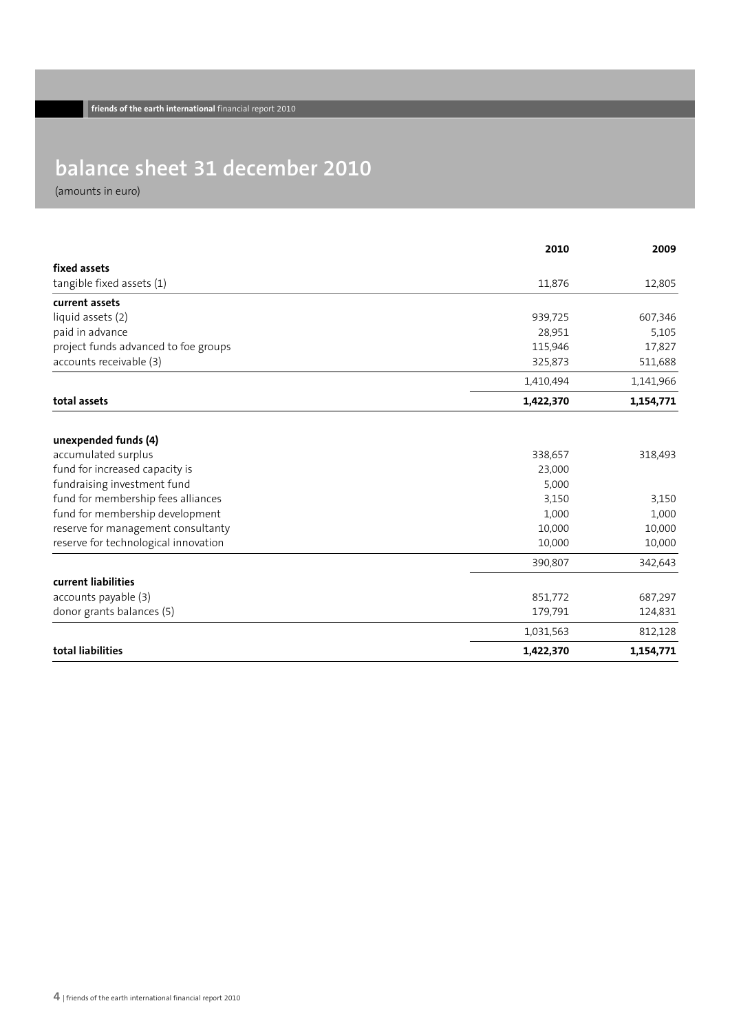# balance sheet 31 december 2010

(amounts in euro)

| | 2010 | 2009 |
|---|---|---|
| **fixed assets** | | |
| tangible fixed assets (1) | 11,876 | 12,805 |
| **current assets** | | |
| liquid assets (2) | 939,725 | 607,346 |
| paid in advance | 28,951 | 5,105 |
| project funds advanced to foe groups | 115,946 | 17,827 |
| accounts receivable (3) | 325,873 | 511,688 |
| | 1,410,494 | 1,141,966 |
| **total assets** | **1,422,370** | **1,154,771** |
| | | |
| **unexpended funds (4)** | | |
| accumulated surplus | 338,657 | 318,493 |
| fund for increased capacity is | 23,000 | |
| fundraising investment fund | 5,000 | |
| fund for membership fees alliances | 3,150 | 3,150 |
| fund for membership development | 1,000 | 1,000 |
| reserve for management consultanty | 10,000 | 10,000 |
| reserve for technological innovation | 10,000 | 10,000 |
| | 390,807 | 342,643 |
| **current liabilities** | | |
| accounts payable (3) | 851,772 | 687,297 |
| donor grants balances (5) | 179,791 | 124,831 |
| | 1,031,563 | 812,128 |
| **total liabilities** | **1,422,370** | **1,154,771** |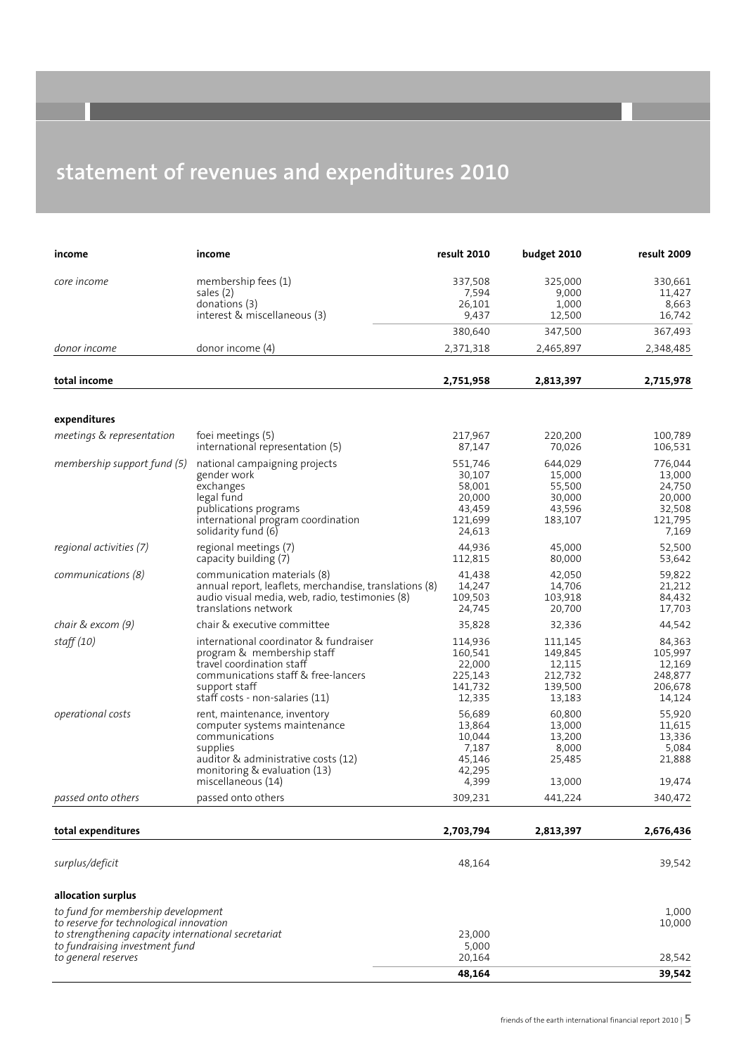# statement of revenues and expenditures 2010

| income | income | result 2010 | budget 2010 | result 2009 |
|---|---|---|---|---|
| *core income* | membership fees (1) | 337,508 | 325,000 | 330,661 |
| | sales (2) | 7,594 | 9,000 | 11,427 |
| | donations (3) | 26,101 | 1,000 | 8,663 |
| | interest & miscellaneous (3) | 9,437 | 12,500 | 16,742 |
| | | 380,640 | 347,500 | 367,493 |
| *donor income* | donor income (4) | 2,371,318 | 2,465,897 | 2,348,485 |
| **total income** | | **2,751,958** | **2,813,397** | **2,715,978** |
| **expenditures** | | | | |
| *meetings & representation* | foei meetings (5) | 217,967 | 220,200 | 100,789 |
| | international representation (5) | 87,147 | 70,026 | 106,531 |
| *membership support fund (5)* | national campaigning projects | 551,746 | 644,029 | 776,044 |
| | gender work | 30,107 | 15,000 | 13,000 |
| | exchanges | 58,001 | 55,500 | 24,750 |
| | legal fund | 20,000 | 30,000 | 20,000 |
| | publications programs | 43,459 | 43,596 | 32,508 |
| | international program coordination | 121,699 | 183,107 | 121,795 |
| | solidarity fund (6) | 24,613 | | 7,169 |
| *regional activities (7)* | regional meetings (7) | 44,936 | 45,000 | 52,500 |
| | capacity building (7) | 112,815 | 80,000 | 53,642 |
| *communications (8)* | communication materials (8) | 41,438 | 42,050 | 59,822 |
| | annual report, leaflets, merchandise, translations (8) | 14,247 | 14,706 | 21,212 |
| | audio visual media, web, radio, testimonies (8) | 109,503 | 103,918 | 84,432 |
| | translations network | 24,745 | 20,700 | 17,703 |
| *chair & excom (9)* | chair & executive committee | 35,828 | 32,336 | 44,542 |
| *staff (10)* | international coordinator & fundraiser | 114,936 | 111,145 | 84,363 |
| | program & membership staff | 160,541 | 149,845 | 105,997 |
| | travel coordination staff | 22,000 | 12,115 | 12,169 |
| | communications staff & free-lancers | 225,143 | 212,732 | 248,877 |
| | support staff | 141,732 | 139,500 | 206,678 |
| | staff costs - non-salaries (11) | 12,335 | 13,183 | 14,124 |
| *operational costs* | rent, maintenance, inventory | 56,689 | 60,800 | 55,920 |
| | computer systems maintenance | 13,864 | 13,000 | 11,615 |
| | communications | 10,044 | 13,200 | 13,336 |
| | supplies | 7,187 | 8,000 | 5,084 |
| | auditor & administrative costs (12) | 45,146 | 25,485 | 21,888 |
| | monitoring & evaluation (13) | 42,295 | | |
| | miscellaneous (14) | 4,399 | 13,000 | 19,474 |
| *passed onto others* | passed onto others | 309,231 | 441,224 | 340,472 |
| **total expenditures** | | **2,703,794** | **2,813,397** | **2,676,436** |
| *surplus/deficit* | | 48,164 | | 39,542 |
| **allocation surplus** | | | | |
| *to fund for membership development* | | | | 1,000 |
| *to reserve for technological innovation* | | | | 10,000 |
| *to strengthening capacity international secretariat* | | 23,000 | | |
| *to fundraising investment fund* | | 5,000 | | |
| *to general reserves* | | 20,164 | | 28,542 |
| | | **48,164** | | **39,542** |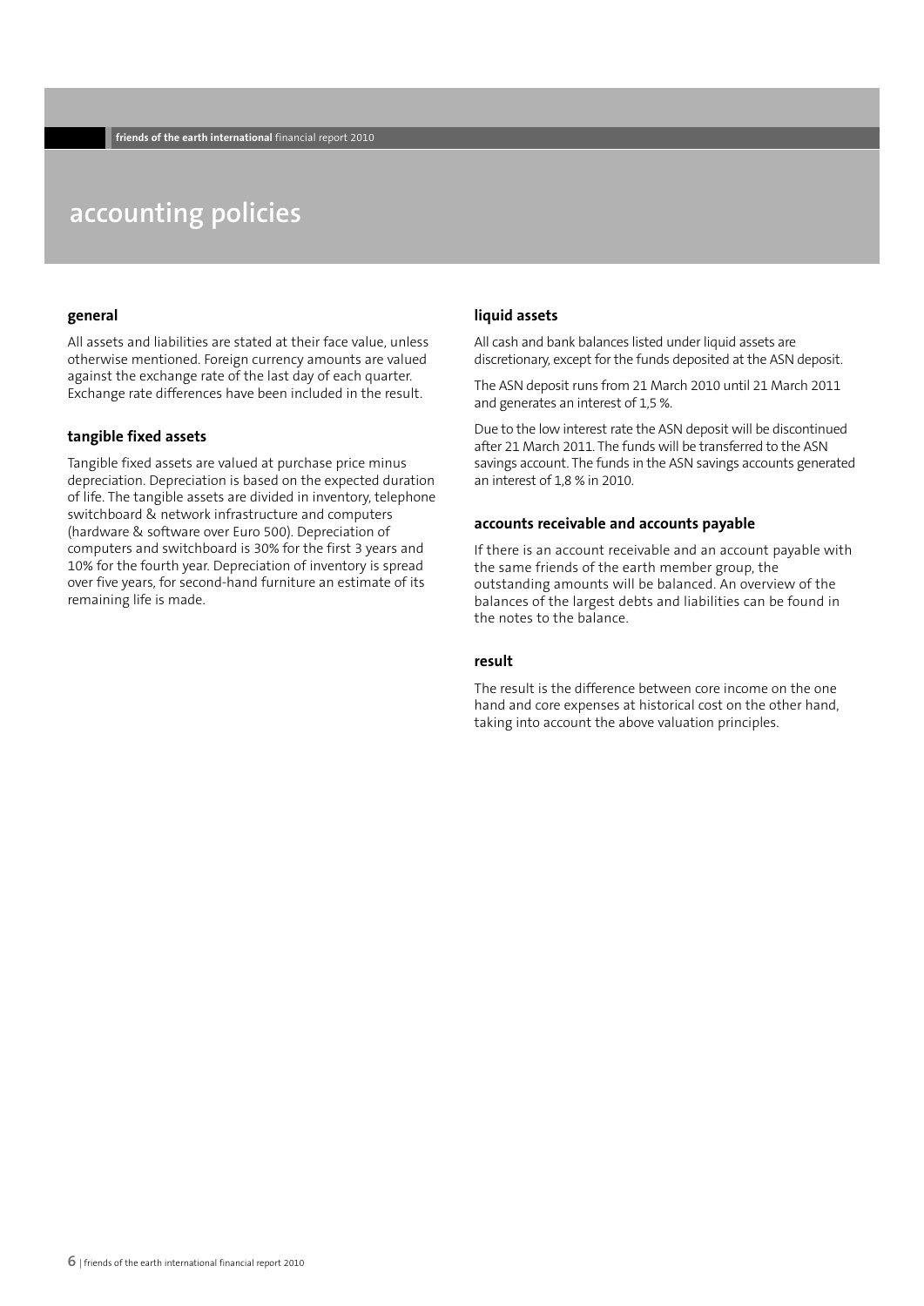# accounting policies

## general

All assets and liabilities are stated at their face value, unless otherwise mentioned. Foreign currency amounts are valued against the exchange rate of the last day of each quarter. Exchange rate differences have been included in the result.

## tangible fixed assets

Tangible fixed assets are valued at purchase price minus depreciation. Depreciation is based on the expected duration of life. The tangible assets are divided in inventory, telephone switchboard & network infrastructure and computers (hardware & software over Euro 500). Depreciation of computers and switchboard is 30% for the first 3 years and 10% for the fourth year. Depreciation of inventory is spread over five years, for second-hand furniture an estimate of its remaining life is made.

## liquid assets

All cash and bank balances listed under liquid assets are discretionary, except for the funds deposited at the ASN deposit.

The ASN deposit runs from 21 March 2010 until 21 March 2011 and generates an interest of 1,5 %.

Due to the low interest rate the ASN deposit will be discontinued after 21 March 2011. The funds will be transferred to the ASN savings account. The funds in the ASN savings accounts generated an interest of 1,8 % in 2010.

## accounts receivable and accounts payable

If there is an account receivable and an account payable with the same friends of the earth member group, the outstanding amounts will be balanced. An overview of the balances of the largest debts and liabilities can be found in the notes to the balance.

## result

The result is the difference between core income on the one hand and core expenses at historical cost on the other hand, taking into account the above valuation principles.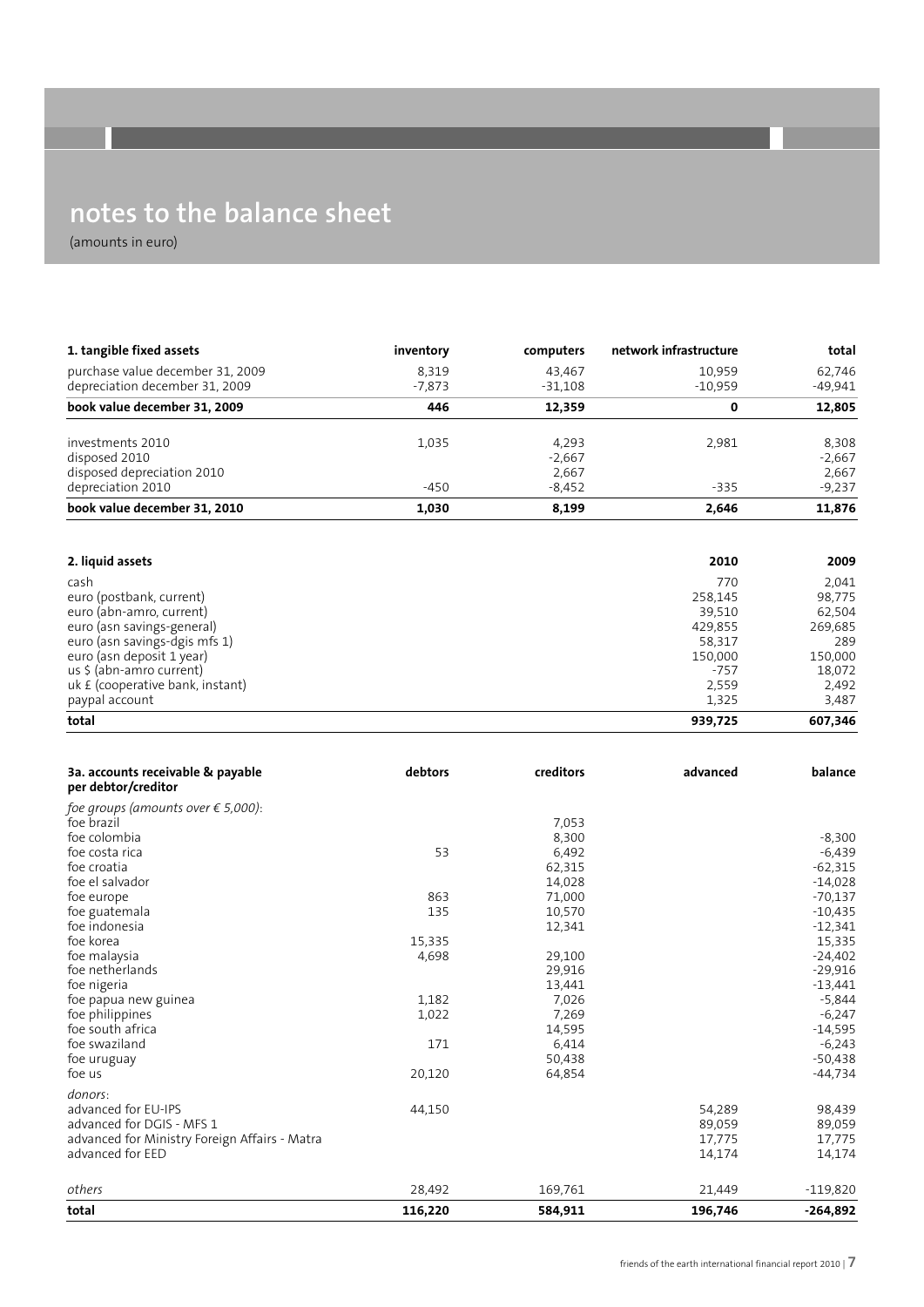# notes to the balance sheet

(amounts in euro)

| 1. tangible fixed assets | inventory | computers | network infrastructure | total |
|---|---|---|---|---|
| purchase value december 31, 2009 | 8,319 | 43,467 | 10,959 | 62,746 |
| depreciation december 31, 2009 | -7,873 | -31,108 | -10,959 | -49,941 |
| **book value december 31, 2009** | **446** | **12,359** | **0** | **12,805** |
| investments 2010 | 1,035 | 4,293 | 2,981 | 8,308 |
| disposed 2010 | | -2,667 | | -2,667 |
| disposed depreciation 2010 | | 2,667 | | 2,667 |
| depreciation 2010 | -450 | -8,452 | -335 | -9,237 |
| **book value december 31, 2010** | **1,030** | **8,199** | **2,646** | **11,876** |

| 2. liquid assets | 2010 | 2009 |
|---|---|---|
| cash | 770 | 2,041 |
| euro (postbank, current) | 258,145 | 98,775 |
| euro (abn-amro, current) | 39,510 | 62,504 |
| euro (asn savings-general) | 429,855 | 269,685 |
| euro (asn savings-dgis mfs 1) | 58,317 | 289 |
| euro (asn deposit 1 year) | 150,000 | 150,000 |
| us $ (abn-amro current) | -757 | 18,072 |
| uk £ (cooperative bank, instant) | 2,559 | 2,492 |
| paypal account | 1,325 | 3,487 |
| **total** | **939,725** | **607,346** |

| 3a. accounts receivable & payable per debtor/creditor | debtors | creditors | advanced | balance |
|---|---|---|---|---|
| *foe groups (amounts over € 5,000)*: | | | | |
| foe brazil | | 7,053 | | |
| foe colombia | | 8,300 | | -8,300 |
| foe costa rica | 53 | 6,492 | | -6,439 |
| foe croatia | | 62,315 | | -62,315 |
| foe el salvador | | 14,028 | | -14,028 |
| foe europe | 863 | 71,000 | | -70,137 |
| foe guatemala | 135 | 10,570 | | -10,435 |
| foe indonesia | | 12,341 | | -12,341 |
| foe korea | 15,335 | | | 15,335 |
| foe malaysia | 4,698 | 29,100 | | -24,402 |
| foe netherlands | | 29,916 | | -29,916 |
| foe nigeria | | 13,441 | | -13,441 |
| foe papua new guinea | 1,182 | 7,026 | | -5,844 |
| foe philippines | 1,022 | 7,269 | | -6,247 |
| foe south africa | | 14,595 | | -14,595 |
| foe swaziland | 171 | 6,414 | | -6,243 |
| foe uruguay | | 50,438 | | -50,438 |
| foe us | 20,120 | 64,854 | | -44,734 |
| *donors*: | | | | |
| advanced for EU-IPS | 44,150 | | 54,289 | 98,439 |
| advanced for DGIS - MFS 1 | | | 89,059 | 89,059 |
| advanced for Ministry Foreign Affairs - Matra | | | 17,775 | 17,775 |
| advanced for EED | | | 14,174 | 14,174 |
| *others* | 28,492 | 169,761 | 21,449 | -119,820 |
| **total** | **116,220** | **584,911** | **196,746** | **-264,892** |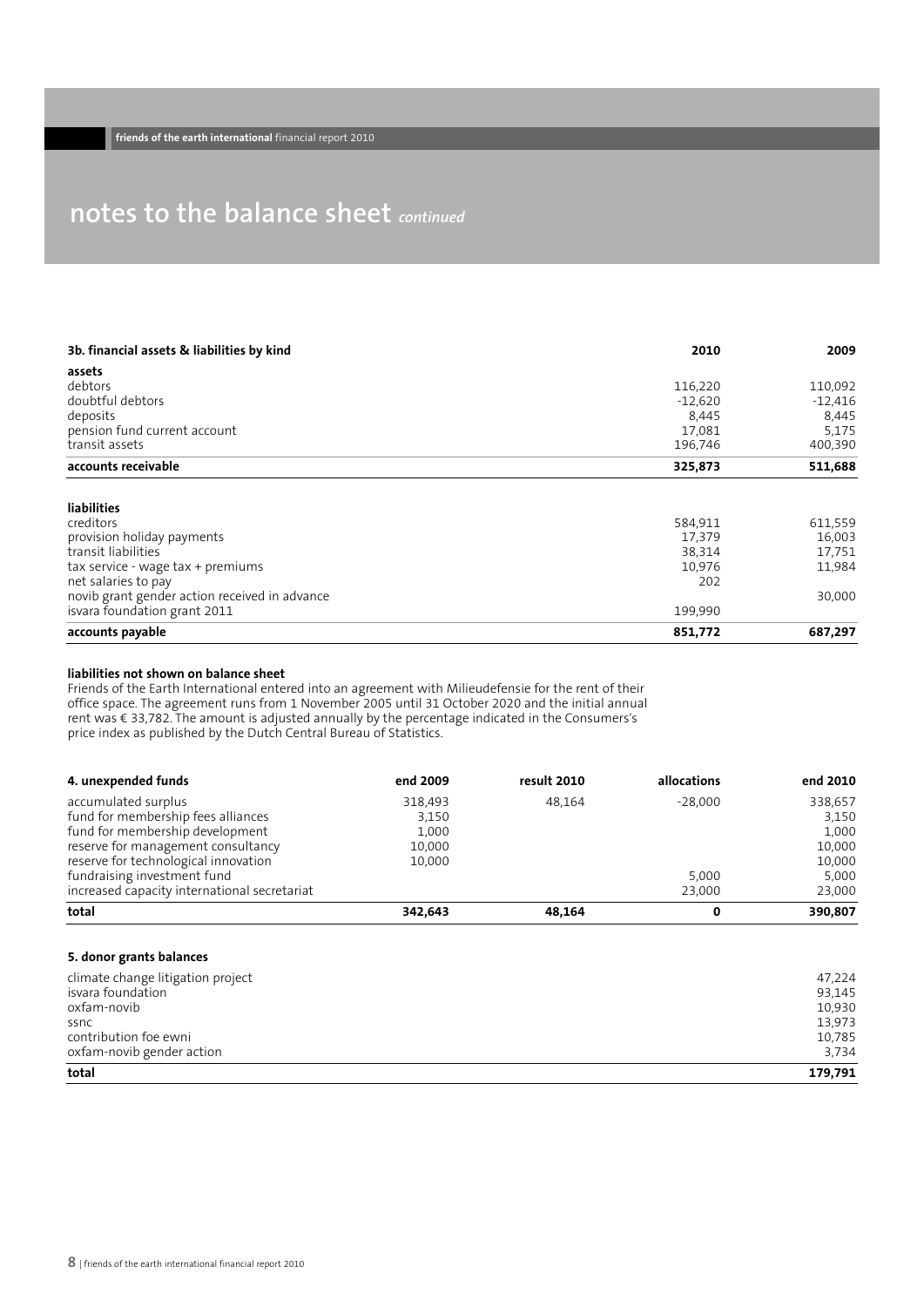# notes to the balance sheet *continued*

| 3b. financial assets & liabilities by kind | 2010 | 2009 |
|---|---|---|
| **assets** | | |
| debtors | 116,220 | 110,092 |
| doubtful debtors | -12,620 | -12,416 |
| deposits | 8,445 | 8,445 |
| pension fund current account | 17,081 | 5,175 |
| transit assets | 196,746 | 400,390 |
| **accounts receivable** | **325,873** | **511,688** |
| | | |
| **liabilities** | | |
| creditors | 584,911 | 611,559 |
| provision holiday payments | 17,379 | 16,003 |
| transit liabilities | 38,314 | 17,751 |
| tax service - wage tax + premiums | 10,976 | 11,984 |
| net salaries to pay | 202 | |
| novib grant gender action received in advance | | 30,000 |
| isvara foundation grant 2011 | 199,990 | |
| **accounts payable** | **851,772** | **687,297** |

**liabilities not shown on balance sheet**

Friends of the Earth International entered into an agreement with Milieudefensie for the rent of their office space. The agreement runs from 1 November 2005 until 31 October 2020 and the initial annual rent was € 33,782. The amount is adjusted annually by the percentage indicated in the Consumers's price index as published by the Dutch Central Bureau of Statistics.

| 4. unexpended funds | end 2009 | result 2010 | allocations | end 2010 |
|---|---|---|---|---|
| accumulated surplus | 318,493 | 48,164 | -28,000 | 338,657 |
| fund for membership fees alliances | 3,150 | | | 3,150 |
| fund for membership development | 1,000 | | | 1,000 |
| reserve for management consultancy | 10,000 | | | 10,000 |
| reserve for technological innovation | 10,000 | | | 10,000 |
| fundraising investment fund | | | 5,000 | 5,000 |
| increased capacity international secretariat | | | 23,000 | 23,000 |
| **total** | **342,643** | **48,164** | **0** | **390,807** |

| 5. donor grants balances | |
|---|---|
| climate change litigation project | 47,224 |
| isvara foundation | 93,145 |
| oxfam-novib | 10,930 |
| ssnc | 13,973 |
| contribution foe ewni | 10,785 |
| oxfam-novib gender action | 3,734 |
| **total** | **179,791** |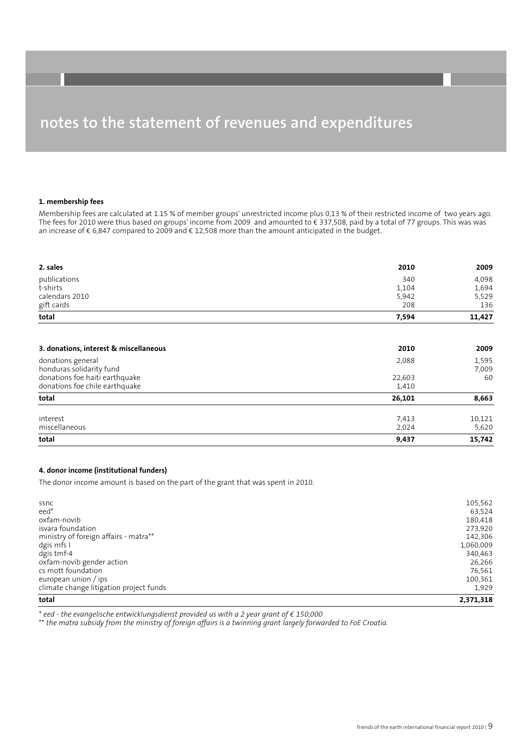# notes to the statement of revenues and expenditures

**1. membership fees**

Membership fees are calculated at 1.15 % of member groups' unrestricted income plus 0,13 % of their restricted income of two years ago. The fees for 2010 were thus based on groups' income from 2009 and amounted to € 337,508, paid by a total of 77 groups. This was was an increase of € 6,847 compared to 2009 and € 12,508 more than the amount anticipated in the budget.

| **2. sales** | **2010** | **2009** |
|---|---|---|
| publications | 340 | 4,098 |
| t-shirts | 1,104 | 1,694 |
| calendars 2010 | 5,942 | 5,529 |
| gift cards | 208 | 136 |
| **total** | **7,594** | **11,427** |

| **3. donations, interest & miscellaneous** | **2010** | **2009** |
|---|---|---|
| donations general | 2,088 | 1,595 |
| honduras solidarity fund | | 7,009 |
| donations foe haiti earthquake | 22,603 | 60 |
| donations foe chile earthquake | 1,410 | |
| **total** | **26,101** | **8,663** |
| interest | 7,413 | 10,121 |
| miscellaneous | 2,024 | 5,620 |
| **total** | **9,437** | **15,742** |

**4. donor income (institutional funders)**

The donor income amount is based on the part of the grant that was spent in 2010.

| | |
|---|---|
| ssnc | 105,562 |
| eed* | 63,524 |
| oxfam-novib | 180,418 |
| isvara foundation | 273,920 |
| ministry of foreign affairs - matra** | 142,306 |
| dgis mfs I | 1,060,009 |
| dgis tmf-4 | 340,463 |
| oxfam-novib gender action | 26,266 |
| cs mott foundation | 76,561 |
| european union / ips | 100,361 |
| climate change litigation project funds | 1,929 |
| **total** | **2,371,318** |

*\* eed - the evangelische entwicklungsdienst provided us with a 2 year grant of € 150,000*

*\*\* the matra subsidy from the ministry of foreign affairs is a twinning grant largely forwarded to FoE Croatia.*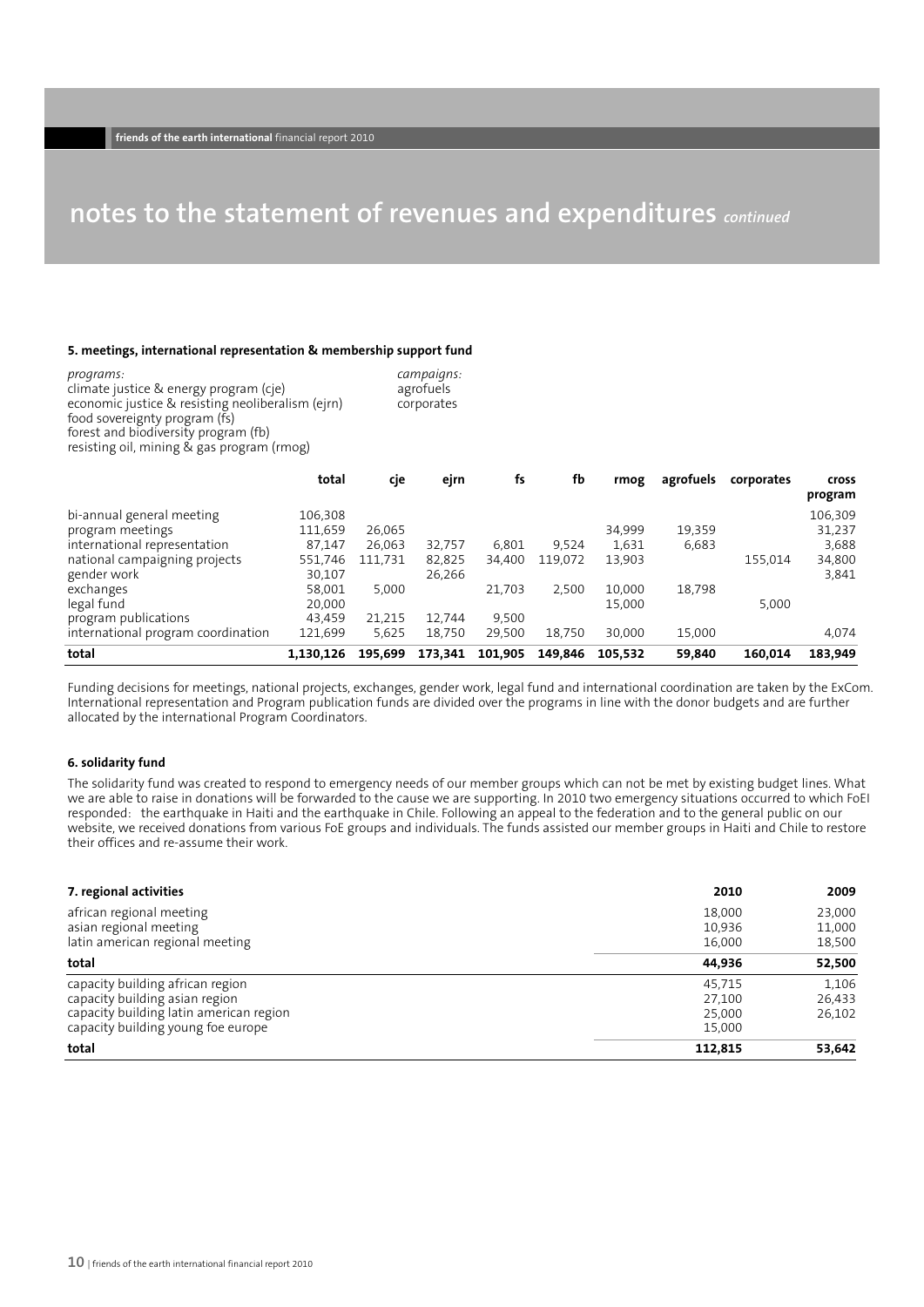# notes to the statement of revenues and expenditures *continued*

### 5. meetings, international representation & membership support fund

*programs:*
climate justice & energy program (cje)
economic justice & resisting neoliberalism (ejrn)
food sovereignty program (fs)
forest and biodiversity program (fb)
resisting oil, mining & gas program (rmog)

*campaigns:*
agrofuels
corporates

| | total | cje | ejrn | fs | fb | rmog | agrofuels | corporates | cross program |
|---|---|---|---|---|---|---|---|---|---|
| bi-annual general meeting | 106,308 | | | | | | | | 106,309 |
| program meetings | 111,659 | 26,065 | | | | 34,999 | 19,359 | | 31,237 |
| international representation | 87,147 | 26,063 | 32,757 | 6,801 | 9,524 | 1,631 | 6,683 | | 3,688 |
| national campaigning projects | 551,746 | 111,731 | 82,825 | 34,400 | 119,072 | 13,903 | | 155,014 | 34,800 |
| gender work | 30,107 | | 26,266 | | | | | | 3,841 |
| exchanges | 58,001 | 5,000 | | 21,703 | 2,500 | 10,000 | 18,798 | | |
| legal fund | 20,000 | | | | | 15,000 | | 5,000 | |
| program publications | 43,459 | 21,215 | 12,744 | 9,500 | | | | | |
| international program coordination | 121,699 | 5,625 | 18,750 | 29,500 | 18,750 | 30,000 | 15,000 | | 4,074 |
| **total** | **1,130,126** | **195,699** | **173,341** | **101,905** | **149,846** | **105,532** | **59,840** | **160,014** | **183,949** |

Funding decisions for meetings, national projects, exchanges, gender work, legal fund and international coordination are taken by the ExCom. International representation and Program publication funds are divided over the programs in line with the donor budgets and are further allocated by the international Program Coordinators.

### 6. solidarity fund

The solidarity fund was created to respond to emergency needs of our member groups which can not be met by existing budget lines. What we are able to raise in donations will be forwarded to the cause we are supporting. In 2010 two emergency situations occurred to which FoEI responded: the earthquake in Haiti and the earthquake in Chile. Following an appeal to the federation and to the general public on our website, we received donations from various FoE groups and individuals. The funds assisted our member groups in Haiti and Chile to restore their offices and re-assume their work.

| **7. regional activities** | **2010** | **2009** |
|---|---|---|
| african regional meeting | 18,000 | 23,000 |
| asian regional meeting | 10,936 | 11,000 |
| latin american regional meeting | 16,000 | 18,500 |
| **total** | **44,936** | **52,500** |
| capacity building african region | 45,715 | 1,106 |
| capacity building asian region | 27,100 | 26,433 |
| capacity building latin american region | 25,000 | 26,102 |
| capacity building young foe europe | 15,000 | |
| **total** | **112,815** | **53,642** |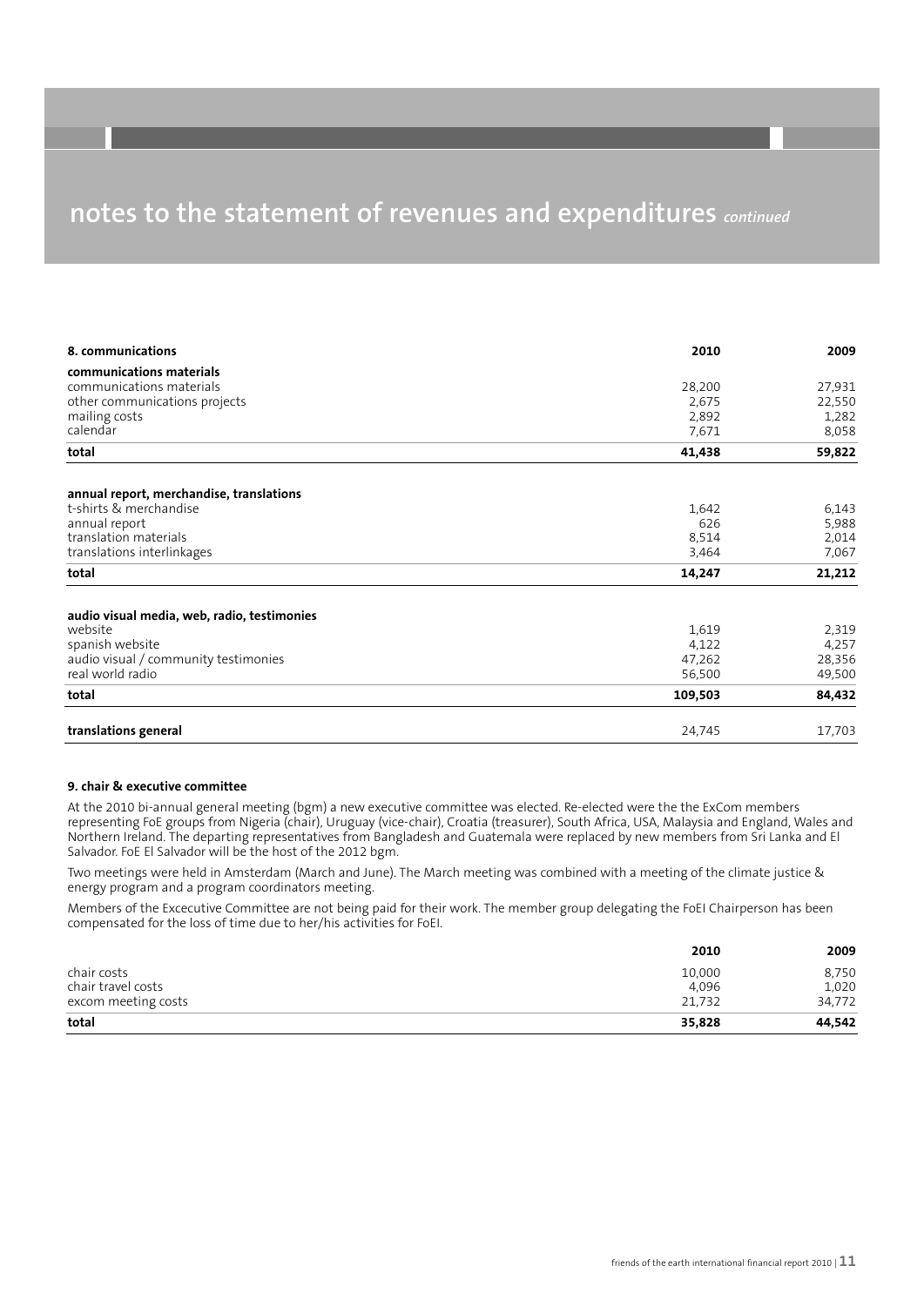# notes to the statement of revenues and expenditures *continued*

| 8. communications | 2010 | 2009 |
|---|---|---|
| **communications materials** | | |
| communications materials | 28,200 | 27,931 |
| other communications projects | 2,675 | 22,550 |
| mailing costs | 2,892 | 1,282 |
| calendar | 7,671 | 8,058 |
| **total** | **41,438** | **59,822** |
| | | |
| **annual report, merchandise, translations** | | |
| t-shirts & merchandise | 1,642 | 6,143 |
| annual report | 626 | 5,988 |
| translation materials | 8,514 | 2,014 |
| translations interlinkages | 3,464 | 7,067 |
| **total** | **14,247** | **21,212** |
| | | |
| **audio visual media, web, radio, testimonies** | | |
| website | 1,619 | 2,319 |
| spanish website | 4,122 | 4,257 |
| audio visual / community testimonies | 47,262 | 28,356 |
| real world radio | 56,500 | 49,500 |
| **total** | **109,503** | **84,432** |
| | | |
| **translations general** | 24,745 | 17,703 |

**9. chair & executive committee**

At the 2010 bi-annual general meeting (bgm) a new executive committee was elected. Re-elected were the the ExCom members representing FoE groups from Nigeria (chair), Uruguay (vice-chair), Croatia (treasurer), South Africa, USA, Malaysia and England, Wales and Northern Ireland. The departing representatives from Bangladesh and Guatemala were replaced by new members from Sri Lanka and El Salvador. FoE El Salvador will be the host of the 2012 bgm.

Two meetings were held in Amsterdam (March and June). The March meeting was combined with a meeting of the climate justice & energy program and a program coordinators meeting.

Members of the Excecutive Committee are not being paid for their work. The member group delegating the FoEI Chairperson has been compensated for the loss of time due to her/his activities for FoEI.

| | 2010 | 2009 |
|---|---|---|
| chair costs | 10,000 | 8,750 |
| chair travel costs | 4,096 | 1,020 |
| excom meeting costs | 21,732 | 34,772 |
| **total** | **35,828** | **44,542** |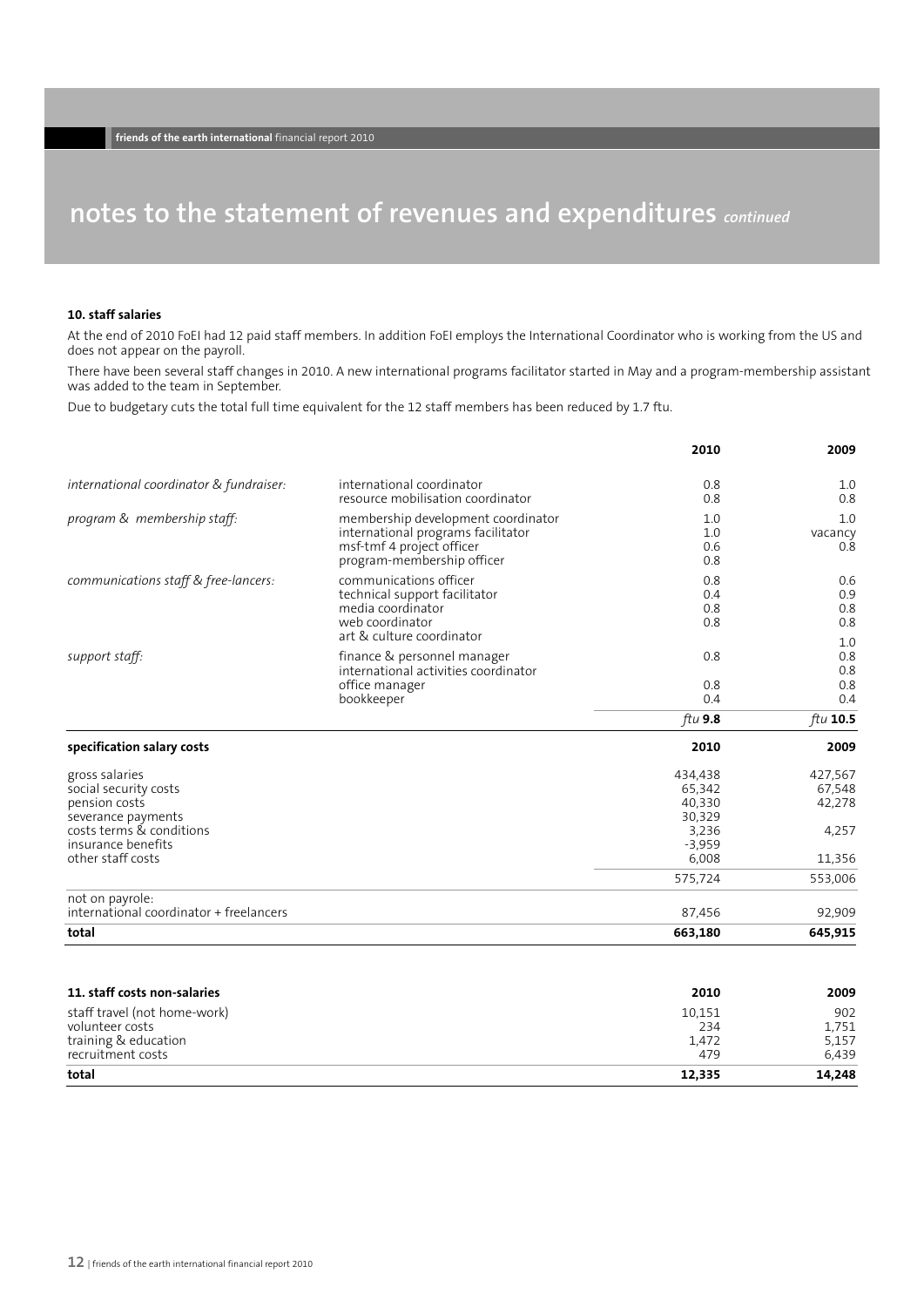# notes to the statement of revenues and expenditures *continued*

### 10. staff salaries

At the end of 2010 FoEI had 12 paid staff members. In addition FoEI employs the International Coordinator who is working from the US and does not appear on the payroll.

There have been several staff changes in 2010. A new international programs facilitator started in May and a program-membership assistant was added to the team in September.

Due to budgetary cuts the total full time equivalent for the 12 staff members has been reduced by 1.7 ftu.

| | | 2010 | 2009 |
|---|---|---|---|
| *international coordinator & fundraiser:* | international coordinator | 0.8 | 1.0 |
| | resource mobilisation coordinator | 0.8 | 0.8 |
| *program & membership staff:* | membership development coordinator | 1.0 | 1.0 |
| | international programs facilitator | 1.0 | vacancy |
| | msf-tmf 4 project officer | 0.6 | 0.8 |
| | program-membership officer | 0.8 | |
| *communications staff & free-lancers:* | communications officer | 0.8 | 0.6 |
| | technical support facilitator | 0.4 | 0.9 |
| | media coordinator | 0.8 | 0.8 |
| | web coordinator | 0.8 | 0.8 |
| | art & culture coordinator | | 1.0 |
| *support staff:* | finance & personnel manager | 0.8 | 0.8 |
| | international activities coordinator | | 0.8 |
| | office manager | 0.8 | 0.8 |
| | bookkeeper | 0.4 | 0.4 |
| | | *ftu* **9.8** | *ftu* **10.5** |

| **specification salary costs** | **2010** | **2009** |
|---|---|---|
| gross salaries | 434,438 | 427,567 |
| social security costs | 65,342 | 67,548 |
| pension costs | 40,330 | 42,278 |
| severance payments | 30,329 | |
| costs terms & conditions | 3,236 | 4,257 |
| insurance benefits | -3,959 | |
| other staff costs | 6,008 | 11,356 |
| | 575,724 | 553,006 |
| not on payrole: international coordinator + freelancers | 87,456 | 92,909 |
| **total** | **663,180** | **645,915** |

| **11. staff costs non-salaries** | **2010** | **2009** |
|---|---|---|
| staff travel (not home-work) | 10,151 | 902 |
| volunteer costs | 234 | 1,751 |
| training & education | 1,472 | 5,157 |
| recruitment costs | 479 | 6,439 |
| **total** | **12,335** | **14,248** |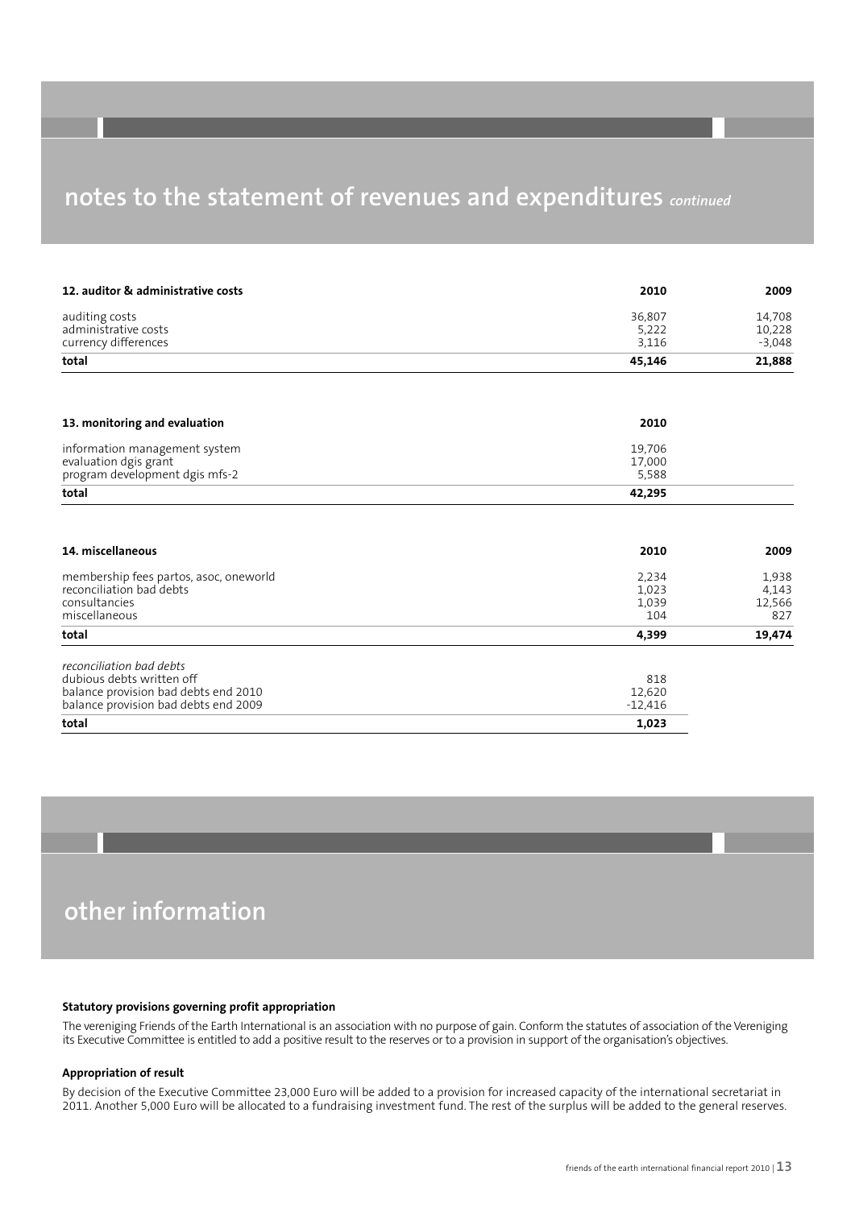# notes to the statement of revenues and expenditures *continued*

| 12. auditor & administrative costs | 2010 | 2009 |
|---|---|---|
| auditing costs | 36,807 | 14,708 |
| administrative costs | 5,222 | 10,228 |
| currency differences | 3,116 | -3,048 |
| **total** | **45,146** | **21,888** |

| 13. monitoring and evaluation | 2010 |
|---|---|
| information management system | 19,706 |
| evaluation dgis grant | 17,000 |
| program development dgis mfs-2 | 5,588 |
| **total** | **42,295** |

| 14. miscellaneous | 2010 | 2009 |
|---|---|---|
| membership fees partos, asoc, oneworld | 2,234 | 1,938 |
| reconciliation bad debts | 1,023 | 4,143 |
| consultancies | 1,039 | 12,566 |
| miscellaneous | 104 | 827 |
| **total** | **4,399** | **19,474** |

| *reconciliation bad debts* | |
|---|---|
| dubious debts written off | 818 |
| balance provision bad debts end 2010 | 12,620 |
| balance provision bad debts end 2009 | -12,416 |
| **total** | **1,023** |

# other information

**Statutory provisions governing profit appropriation**

The vereniging Friends of the Earth International is an association with no purpose of gain. Conform the statutes of association of the Vereniging its Executive Committee is entitled to add a positive result to the reserves or to a provision in support of the organisation's objectives.

**Appropriation of result**

By decision of the Executive Committee 23,000 Euro will be added to a provision for increased capacity of the international secretariat in 2011. Another 5,000 Euro will be allocated to a fundraising investment fund. The rest of the surplus will be added to the general reserves.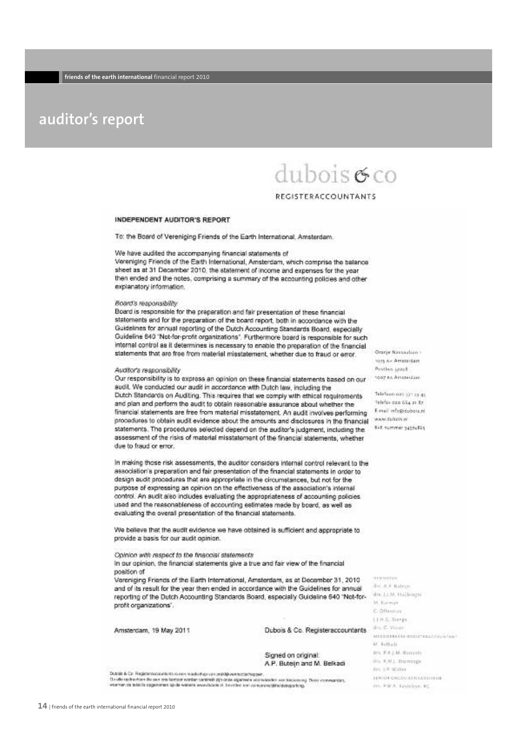# auditor's report

dubois & co

REGISTERACCOUNTANTS

**INDEPENDENT AUDITOR'S REPORT**

To: the Board of Vereniging Friends of the Earth International, Amsterdam.

We have audited the accompanying financial statements of Vereniging Friends of the Earth International, Amsterdam, which comprise the balance sheet as at 31 December 2010, the statement of income and expenses for the year then ended and the notes, comprising a summary of the accounting policies and other explanatory information.

*Board's responsibility*

Board is responsible for the preparation and fair presentation of these financial statements and for the preparation of the board report, both in accordance with the Guidelines for annual reporting of the Dutch Accounting Standards Board, especially Guideline 640 "Not-for-profit organizations". Furthermore board is responsible for such internal control as it determines is necessary to enable the preparation of the financial statements that are free from material misstatement, whether due to fraud or error.

*Auditor's responsibility*

Our responsibility is to express an opinion on these financial statements based on our audit. We conducted our audit in accordance with Dutch law, including the Dutch Standards on Auditing. This requires that we comply with ethical requirements and plan and perform the audit to obtain reasonable assurance about whether the financial statements are free from material misstatement. An audit involves performing procedures to obtain audit evidence about the amounts and disclosures in the financial statements. The procedures selected depend on the auditor's judgment, including the assessment of the risks of material misstatement of the financial statements, whether due to fraud or error.

In making those risk assessments, the auditor considers internal control relevant to the association's preparation and fair presentation of the financial statements in order to design audit procedures that are appropriate in the circumstances, but not for the purpose of expressing an opinion on the effectiveness of the association's internal control. An audit also includes evaluating the appropriateness of accounting policies used and the reasonableness of accounting estimates made by board, as well as evaluating the overall presentation of the financial statements.

We believe that the audit evidence we have obtained is sufficient and appropriate to provide a basis for our audit opinion.

*Opinion with respect to the financial statements*

In our opinion, the financial statements give a true and fair view of the financial position of Vereniging Friends of the Earth International, Amsterdam, as at December 31, 2010 and of its result for the year then ended in accordance with the Guidelines for annual reporting of the Dutch Accounting Standards Board, especially Guideline 640 "Not-for-profit organizations".

Amsterdam, 19 May 2011

Dubois & Co. Registeraccountants

Signed on original:
A.P. Buteijn and M. Belkadi

Oranje Nassaulaan 1
1075 AH Amsterdam
Postbus 53028
1007 RA Amsterdam

Telefoon 020 571 23 45
Telefax 020 664 21 87
E-mail info@dubois.nl
www.dubois.nl
KvK nummer 34374865

Vennoten
drs. A.P. Buteijn
drs. J.J.M. Hallbegte
M. Formet
C. Olfenrain
J.J.H.G. Stenge
drs. C. Visser

Medewerkend-registeraccountant
M. Belkadi
drs. P.A.J.M. Bennink
drs. R.W.J. Brunnenge
drs. J.P. Walter

Senior organisatieadviseur
drs. R.W.A. Kastelein RC

Dubois & Co. Registeraccountants is een maatschap van praktijkvennootschappen.
Op alle opdrachten die aan ons kantoor worden verstrekt zijn onze algemene voorwaarden van toepassing. Deze voorwaarden, waarvan de tekst is opgenomen op de website www.dubois.nl, bevatten een aansprakelijkheidsbeperking.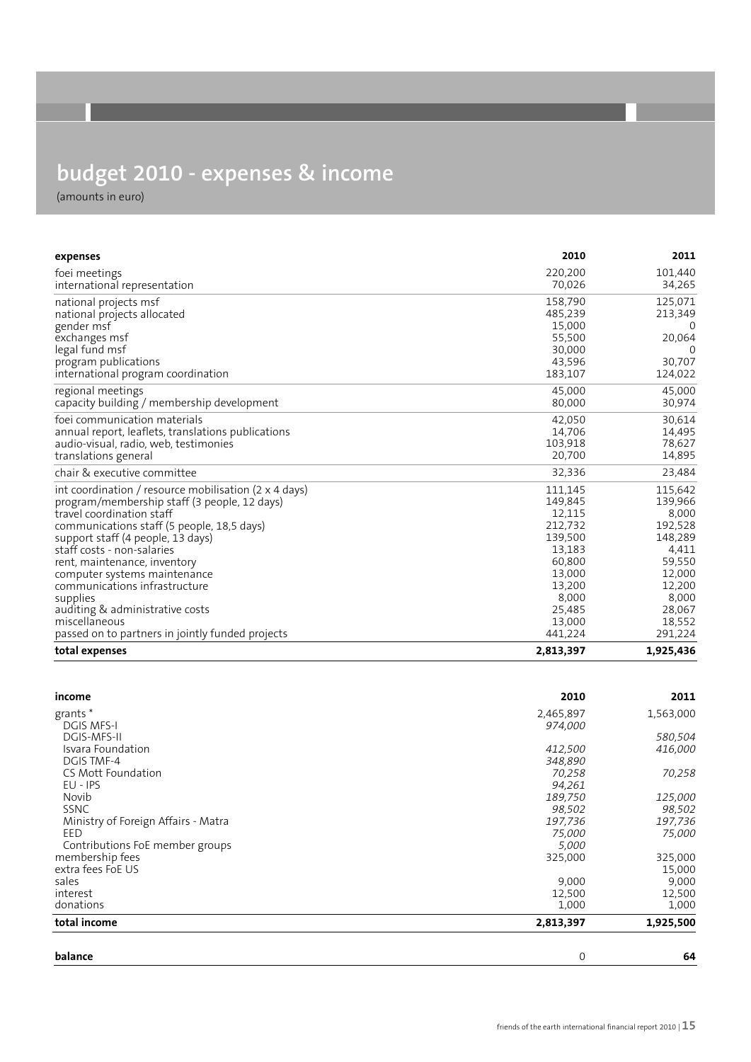# budget 2010 - expenses & income

(amounts in euro)

| **expenses** | **2010** | **2011** |
|---|---|---|
| foei meetings | 220,200 | 101,440 |
| international representation | 70,026 | 34,265 |
| national projects msf | 158,790 | 125,071 |
| national projects allocated | 485,239 | 213,349 |
| gender msf | 15,000 | 0 |
| exchanges msf | 55,500 | 20,064 |
| legal fund msf | 30,000 | 0 |
| program publications | 43,596 | 30,707 |
| international program coordination | 183,107 | 124,022 |
| regional meetings | 45,000 | 45,000 |
| capacity building / membership development | 80,000 | 30,974 |
| foei communication materials | 42,050 | 30,614 |
| annual report, leaflets, translations publications | 14,706 | 14,495 |
| audio-visual, radio, web, testimonies | 103,918 | 78,627 |
| translations general | 20,700 | 14,895 |
| chair & executive committee | 32,336 | 23,484 |
| int coordination / resource mobilisation (2 x 4 days) | 111,145 | 115,642 |
| program/membership staff (3 people, 12 days) | 149,845 | 139,966 |
| travel coordination staff | 12,115 | 8,000 |
| communications staff (5 people, 18,5 days) | 212,732 | 192,528 |
| support staff (4 people, 13 days) | 139,500 | 148,289 |
| staff costs - non-salaries | 13,183 | 4,411 |
| rent, maintenance, inventory | 60,800 | 59,550 |
| computer systems maintenance | 13,000 | 12,000 |
| communications infrastructure | 13,200 | 12,200 |
| supplies | 8,000 | 8,000 |
| auditing & administrative costs | 25,485 | 28,067 |
| miscellaneous | 13,000 | 18,552 |
| passed on to partners in jointly funded projects | 441,224 | 291,224 |
| **total expenses** | **2,813,397** | **1,925,436** |

| **income** | **2010** | **2011** |
|---|---|---|
| grants * | 2,465,897 | 1,563,000 |
| DGIS MFS-I | *974,000* | |
| DGIS-MFS-II | | *580,504* |
| Isvara Foundation | *412,500* | *416,000* |
| DGIS TMF-4 | *348,890* | |
| CS Mott Foundation | *70,258* | *70,258* |
| EU - IPS | *94,261* | |
| Novib | *189,750* | *125,000* |
| SSNC | *98,502* | *98,502* |
| Ministry of Foreign Affairs - Matra | *197,736* | *197,736* |
| EED | *75,000* | *75,000* |
| Contributions FoE member groups | *5,000* | |
| membership fees | 325,000 | 325,000 |
| extra fees FoE US | | 15,000 |
| sales | 9,000 | 9,000 |
| interest | 12,500 | 12,500 |
| donations | 1,000 | 1,000 |
| **total income** | **2,813,397** | **1,925,500** |

| **balance** | 0 | **64** |
|---|---|---|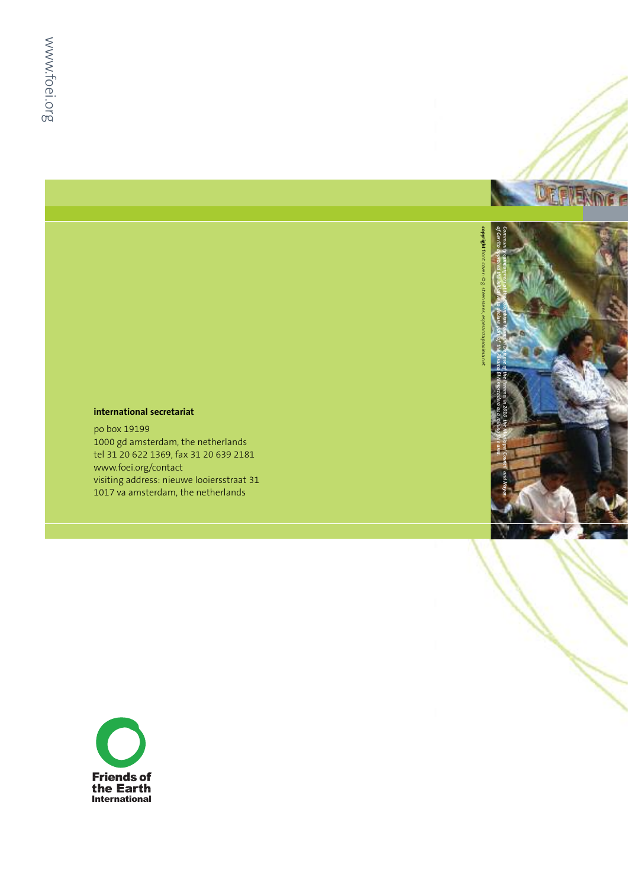www.foei.org

**international secretariat**

po box 19199
1000 gd amsterdam, the netherlands
tel 31 20 622 1369, fax 31 20 639 2181
www.foei.org/contact
visiting address: nieuwe looiersstraat 31
1017 va amsterdam, the netherlands

**copyright** front cover: © g. steenssens, esperanzaproxima.net

Friends of the Earth International